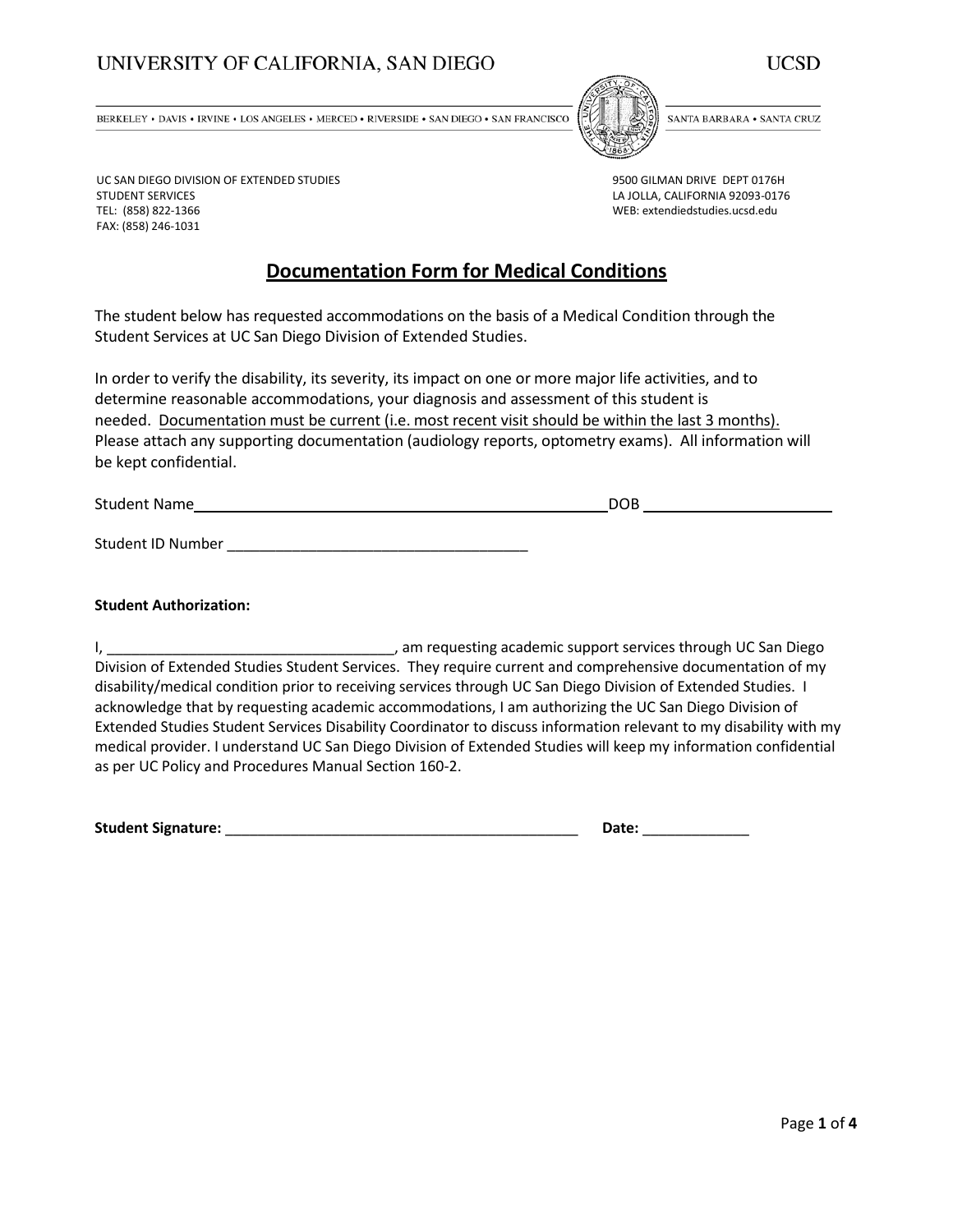UNIVERSITY OF CALIFORNIA, SAN DIEGO UCSD

BERKELEY • DAVIS • IRVINE • LOS ANGELES • MERCED • RIVERSIDE • SAN DIEGO • SAN FRANCISCO SANTA BARBARA • SANTA CRUZ

UC SAN DIEGO DIVISION OF EXTENDED STUDIES
STUDENT SERVICES
TEL: (858) 822-1366
FAX: (858) 246-1031

9500 GILMAN DRIVE DEPT 0176H
LA JOLLA, CALIFORNIA 92093-0176
WEB: extendiedstudies.ucsd.edu

# Documentation Form for Medical Conditions

The student below has requested accommodations on the basis of a Medical Condition through the Student Services at UC San Diego Division of Extended Studies.

In order to verify the disability, its severity, its impact on one or more major life activities, and to determine reasonable accommodations, your diagnosis and assessment of this student is needed. Documentation must be current (i.e. most recent visit should be within the last 3 months). Please attach any supporting documentation (audiology reports, optometry exams). All information will be kept confidential.

Student Name____________________________________________ DOB ______________________

Student ID Number ____________________________________

**Student Authorization:**

I, ___________________________________, am requesting academic support services through UC San Diego Division of Extended Studies Student Services. They require current and comprehensive documentation of my disability/medical condition prior to receiving services through UC San Diego Division of Extended Studies. I acknowledge that by requesting academic accommodations, I am authorizing the UC San Diego Division of Extended Studies Student Services Disability Coordinator to discuss information relevant to my disability with my medical provider. I understand UC San Diego Division of Extended Studies will keep my information confidential as per UC Policy and Procedures Manual Section 160-2.

**Student Signature:** ____________________________________________ **Date:** _____________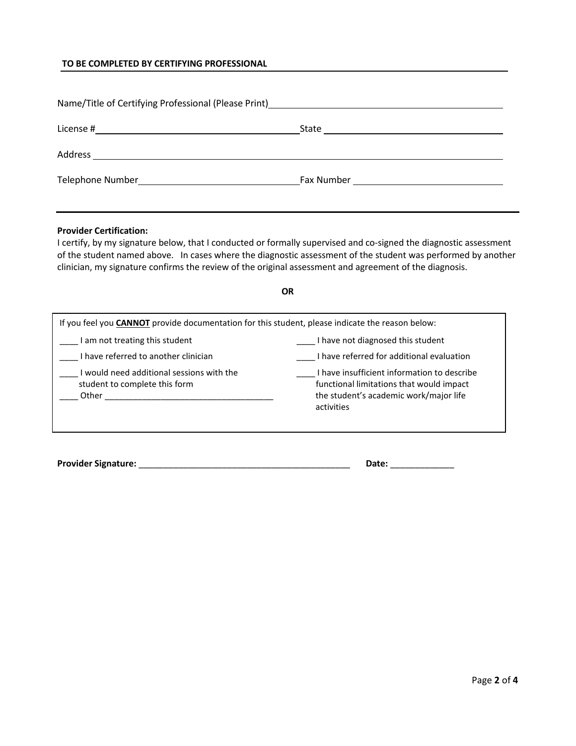**TO BE COMPLETED BY CERTIFYING PROFESSIONAL**

Name/Title of Certifying Professional (Please Print)\_\_\_\_\_\_\_\_\_\_\_\_\_\_\_\_\_\_\_\_\_\_\_\_\_\_\_\_\_\_\_\_\_\_\_\_\_\_\_\_

License #\_\_\_\_\_\_\_\_\_\_\_\_\_\_\_\_\_\_\_\_\_\_\_\_\_\_\_\_\_\_\_\_\_\_\_\_ State \_\_\_\_\_\_\_\_\_\_\_\_\_\_\_\_\_\_\_\_\_\_\_\_\_\_\_\_\_\_\_\_

Address \_\_\_\_\_\_\_\_\_\_\_\_\_\_\_\_\_\_\_\_\_\_\_\_\_\_\_\_\_\_\_\_\_\_\_\_\_\_\_\_\_\_\_\_\_\_\_\_\_\_\_\_\_\_\_\_\_\_\_\_\_\_\_\_\_\_\_\_\_\_\_\_\_\_

Telephone Number\_\_\_\_\_\_\_\_\_\_\_\_\_\_\_\_\_\_\_\_\_\_\_\_\_\_\_\_\_\_ Fax Number \_\_\_\_\_\_\_\_\_\_\_\_\_\_\_\_\_\_\_\_\_\_\_\_\_\_\_\_

---

**Provider Certification:**
I certify, by my signature below, that I conducted or formally supervised and co-signed the diagnostic assessment of the student named above. In cases where the diagnostic assessment of the student was performed by another clinician, my signature confirms the review of the original assessment and agreement of the diagnosis.

**OR**

If you feel you **CANNOT** provide documentation for this student, please indicate the reason below:

____ I am not treating this student

____ I have not diagnosed this student

____ I have referred to another clinician

____ I have referred for additional evaluation

____ I would need additional sessions with the student to complete this form

____ I have insufficient information to describe functional limitations that would impact the student's academic work/major life activities

____ Other ____________________________________

**Provider Signature:** _____________________________________________ **Date:** _____________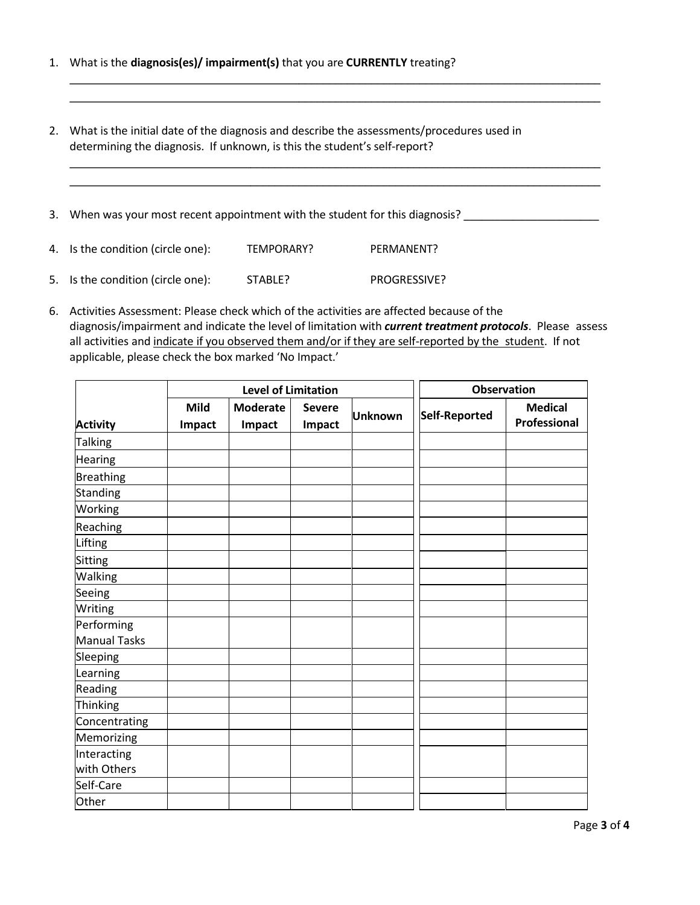1. What is the **diagnosis(es)/ impairment(s)** that you are **CURRENTLY** treating?

___________________________________________________________________________

___________________________________________________________________________

2. What is the initial date of the diagnosis and describe the assessments/procedures used in determining the diagnosis. If unknown, is this the student's self-report?

___________________________________________________________________________

___________________________________________________________________________

3. When was your most recent appointment with the student for this diagnosis? ______________________

4. Is the condition (circle one): TEMPORARY? PERMANENT?

5. Is the condition (circle one): STABLE? PROGRESSIVE?

6. Activities Assessment: Please check which of the activities are affected because of the diagnosis/impairment and indicate the level of limitation with ***current treatment protocols***. Please assess all activities and <u>indicate if you observed them and/or if they are self-reported by the student</u>. If not applicable, please check the box marked 'No Impact.'

| | Level of Limitation | | | | Observation | |
|---|---|---|---|---|---|---|
| **Activity** | **Mild Impact** | **Moderate Impact** | **Severe Impact** | **Unknown** | **Self-Reported** | **Medical Professional** |
| Talking | | | | | | |
| Hearing | | | | | | |
| Breathing | | | | | | |
| Standing | | | | | | |
| Working | | | | | | |
| Reaching | | | | | | |
| Lifting | | | | | | |
| Sitting | | | | | | |
| Walking | | | | | | |
| Seeing | | | | | | |
| Writing | | | | | | |
| Performing Manual Tasks | | | | | | |
| Sleeping | | | | | | |
| Learning | | | | | | |
| Reading | | | | | | |
| Thinking | | | | | | |
| Concentrating | | | | | | |
| Memorizing | | | | | | |
| Interacting with Others | | | | | | |
| Self-Care | | | | | | |
| Other | | | | | | |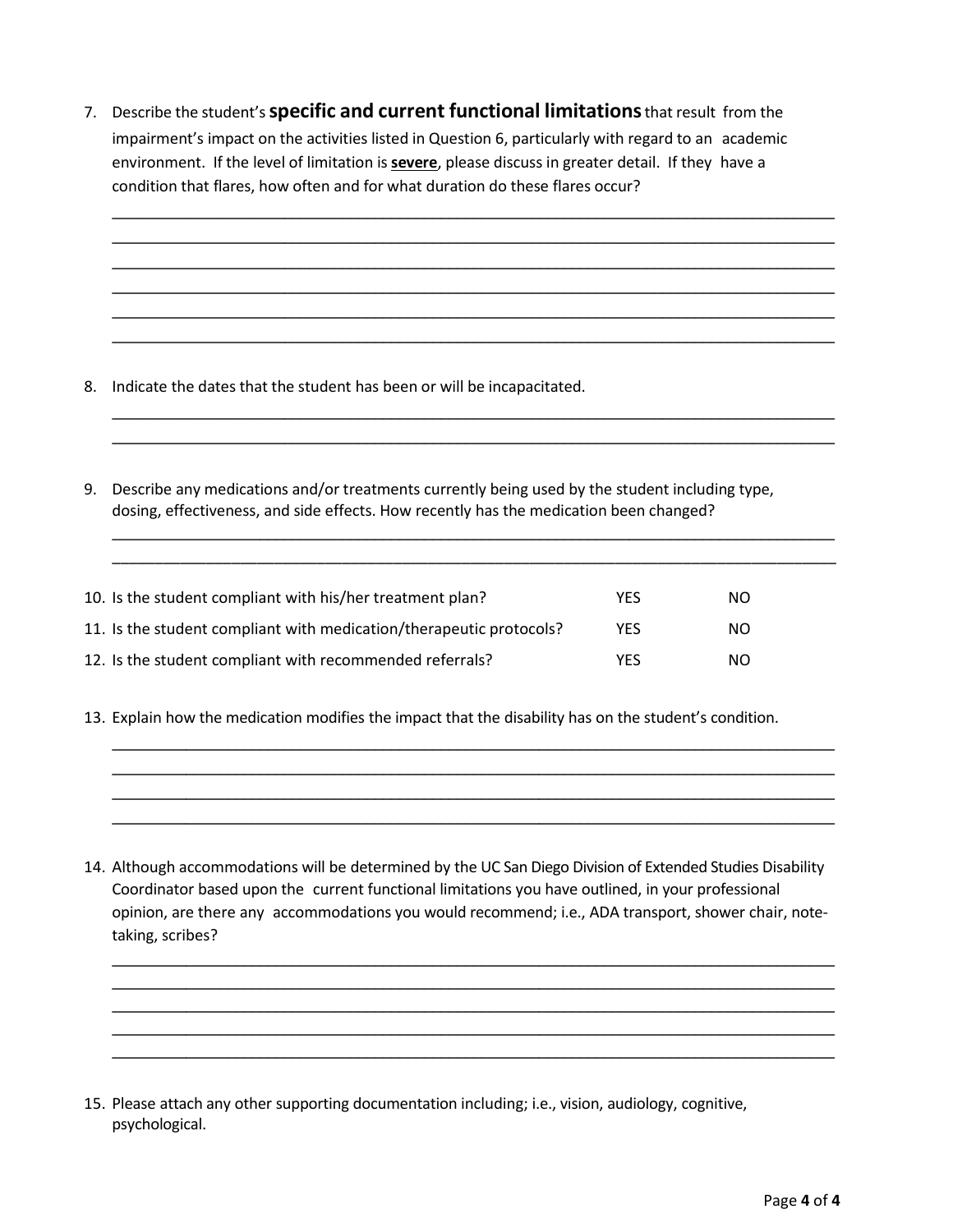7. Describe the student's **specific and current functional limitations** that result from the impairment's impact on the activities listed in Question 6, particularly with regard to an academic environment. If the level of limitation is **severe**, please discuss in greater detail. If they have a condition that flares, how often and for what duration do these flares occur?

______________________________________________________________________________
______________________________________________________________________________
______________________________________________________________________________
______________________________________________________________________________
______________________________________________________________________________
______________________________________________________________________________

8. Indicate the dates that the student has been or will be incapacitated.

______________________________________________________________________________
______________________________________________________________________________

9. Describe any medications and/or treatments currently being used by the student including type, dosing, effectiveness, and side effects. How recently has the medication been changed?

______________________________________________________________________________
______________________________________________________________________________

| | | |
|---|---|---|
| 10. Is the student compliant with his/her treatment plan? | YES | NO |
| 11. Is the student compliant with medication/therapeutic protocols? | YES | NO |
| 12. Is the student compliant with recommended referrals? | YES | NO |

13. Explain how the medication modifies the impact that the disability has on the student's condition.

______________________________________________________________________________
______________________________________________________________________________
______________________________________________________________________________
______________________________________________________________________________

14. Although accommodations will be determined by the UC San Diego Division of Extended Studies Disability Coordinator based upon the current functional limitations you have outlined, in your professional opinion, are there any accommodations you would recommend; i.e., ADA transport, shower chair, note-taking, scribes?

______________________________________________________________________________
______________________________________________________________________________
______________________________________________________________________________
______________________________________________________________________________
______________________________________________________________________________

15. Please attach any other supporting documentation including; i.e., vision, audiology, cognitive, psychological.